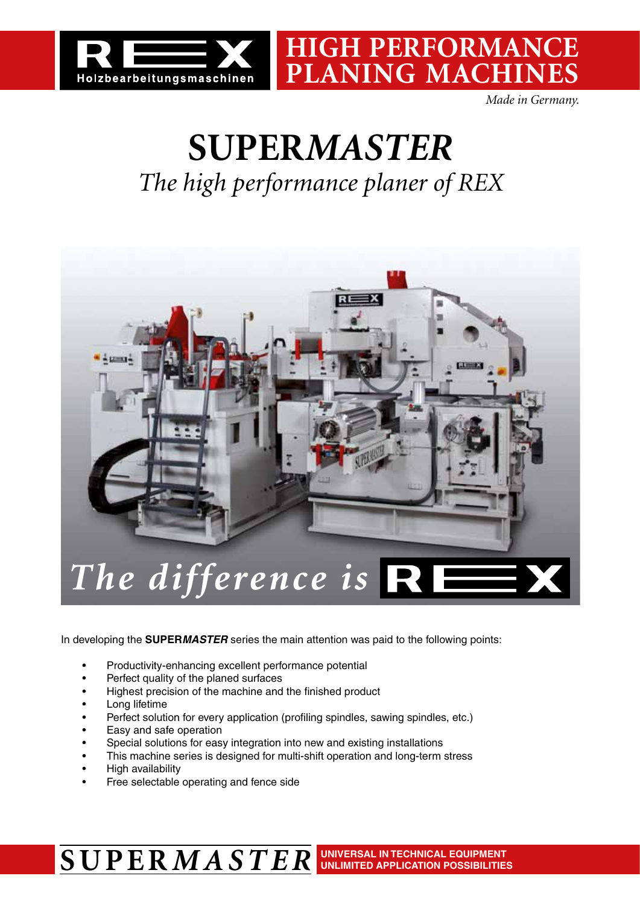REX Holzbearbeitungsmaschinen

# HIGH PERFORMANCE PLANING MACHINES

*Made in Germany.*

# SUPER*MASTER*

## *The high performance planer of REX*

*The difference is* REX

In developing the **SUPER*MASTER*** series the main attention was paid to the following points:

- Productivity-enhancing excellent performance potential
- Perfect quality of the planed surfaces
- Highest precision of the machine and the finished product
- Long lifetime
- Perfect solution for every application (profiling spindles, sawing spindles, etc.)
- Easy and safe operation
- Special solutions for easy integration into new and existing installations
- This machine series is designed for multi-shift operation and long-term stress
- High availability
- Free selectable operating and fence side

SUPER*MASTER* UNIVERSAL IN TECHNICAL EQUIPMENT UNLIMITED APPLICATION POSSIBILITIES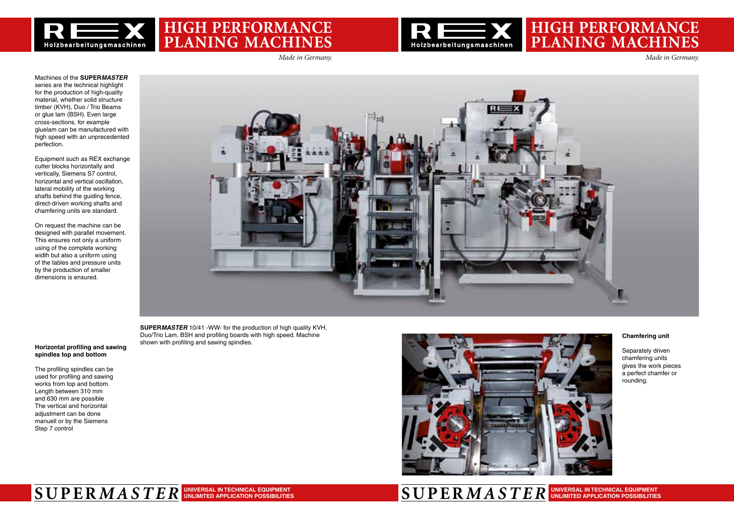Machines of the **SUPER*MASTER*** series are the technical highlight for the production of high-quality material, whether solid structure timber (KVH), Duo / Trio Beams or glue lam (BSH). Even large cross-sections, for example gluelam can be manufactured with high speed with an unprecedented perfection.

Equipment such as REX exchange cutter blocks horizontally and vertically, Siemens S7 control, horizontal and vertical oscillation, lateral mobility of the working shafts behind the guiding fence, direct-driven working shafts and chamfering units are standard.

On request the machine can be designed with parallel movement. This ensures not only a uniform using of the complete working width but also a uniform using of the tables and pressure units by the production of smaller dimensions is ensured.

**SUPER*MASTER*** 10/41 -WW- for the production of high quality KVH, Duo/Trio Lam, BSH and profiling boards with high speed. Machine shown with profiling and sawing spindles.

**Horizontal profiling and sawing spindles top and bottom**

The profiling spindles can be used for profiling and sawing works from top and bottom. Length between 310 mm and 630 mm are possible The vertical and horizontal adjustment can be done manuell or by the Siemens Step 7 control

**Chamfering unit**

Separately driven chamfering units gives the work pieces a perfect chamfer or rounding.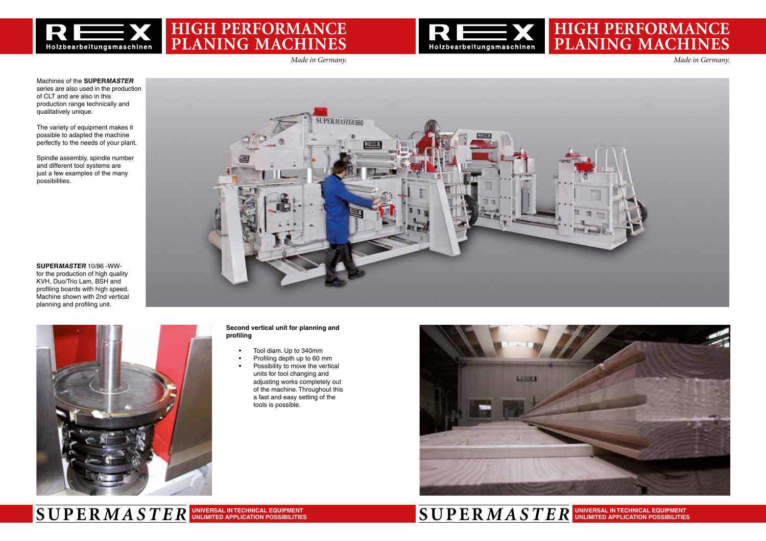Machines of the SUPER*MASTER* series are also used in the production of CLT and are also in this production range technically and qualitatively unique.

The variety of equipment makes it possible to adapted the machine perfectly to the needs of your plant.

Spindle assembly, spindle number and different tool systems are just a few examples of the many possibilities.

**SUPER*MASTER*** 10/86 -WW- for the production of high quality KVH, Duo/Trio Lam, BSH and profiling boards with high speed. Machine shown with 2nd vertical planning and profiling unit.

**Second vertical unit for planning and profiling**

- Tool diam. Up to 340mm
- Profiling depth up to 60 mm
- Possibility to move the vertical units for tool changing and adjusting works completely out of the machine. Throughout this a fast and easy setting of the tools is possible.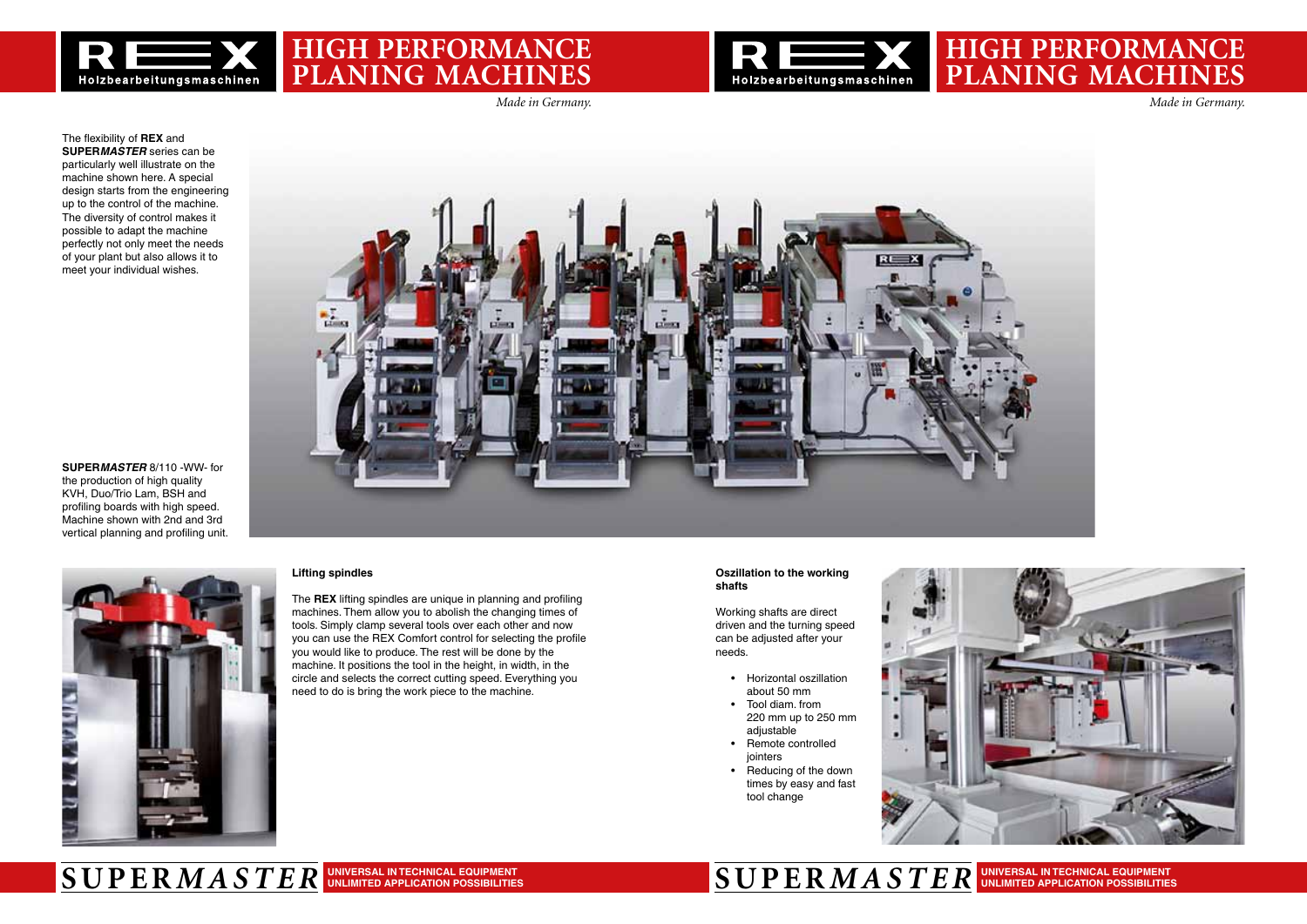The flexibility of **REX** and **SUPER*MASTER*** series can be particularly well illustrate on the machine shown here. A special design starts from the engineering up to the control of the machine. The diversity of control makes it possible to adapt the machine perfectly not only meet the needs of your plant but also allows it to meet your individual wishes.

**SUPER*MASTER*** 8/110 -WW- for the production of high quality KVH, Duo/Trio Lam, BSH and profiling boards with high speed. Machine shown with 2nd and 3rd vertical planning and profiling unit.

**Lifting spindles**

The **REX** lifting spindles are unique in planning and profiling machines. Them allow you to abolish the changing times of tools. Simply clamp several tools over each other and now you can use the REX Comfort control for selecting the profile you would like to produce. The rest will be done by the machine. It positions the tool in the height, in width, in the circle and selects the correct cutting speed. Everything you need to do is bring the work piece to the machine.

**Oszillation to the working shafts**

Working shafts are direct driven and the turning speed can be adjusted after your needs.

- Horizontal oszillation about 50 mm
- Tool diam. from 220 mm up to 250 mm adjustable
- Remote controlled jointers
- Reducing of the down times by easy and fast tool change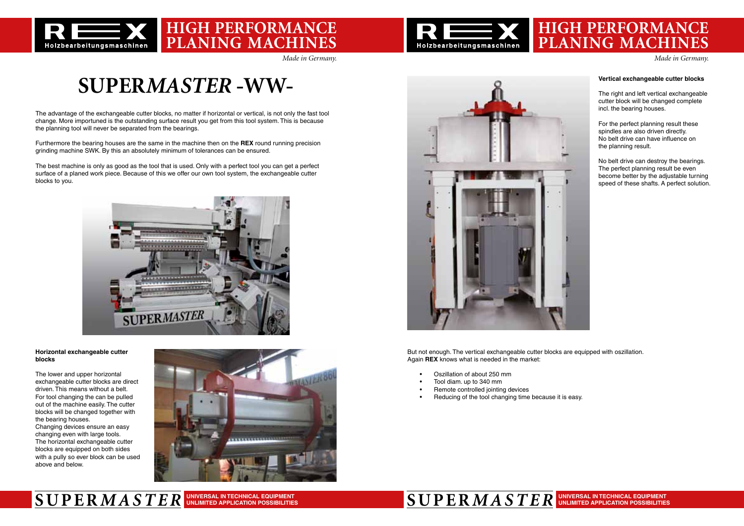# SUPER*MASTER* -WW-

The advantage of the exchangeable cutter blocks, no matter if horizontal or vertical, is not only the fast tool change. More importuned is the outstanding surface result you get from this tool system. This is because the planning tool will never be separated from the bearings.

Furthermore the bearing houses are the same in the machine then on the **REX** round running precision grinding machine SWK. By this an absolutely minimum of tolerances can be ensured.

The best machine is only as good as the tool that is used. Only with a perfect tool you can get a perfect surface of a planed work piece. Because of this we offer our own tool system, the exchangeable cutter blocks to you.

**Horizontal exchangeable cutter blocks**

The lower and upper horizontal exchangeable cutter blocks are direct driven. This means without a belt. For tool changing the can be pulled out of the machine easily. The cutter blocks will be changed together with the bearing houses.
Changing devices ensure an easy changing even with large tools.
The horizontal exchangeable cutter blocks are equipped on both sides with a pully so ever block can be used above and below.

**Vertical exchangeable cutter blocks**

The right and left vertical exchangeable cutter block will be changed complete incl. the bearing houses.

For the perfect planning result these spindles are also driven directly. No belt drive can have influence on the planning result.

No belt drive can destroy the bearings. The perfect planning result be even become better by the adjustable turning speed of these shafts. A perfect solution.

But not enough. The vertical exchangeable cutter blocks are equipped with oszillation.
Again **REX** knows what is needed in the market:

- Oszillation of about 250 mm
- Tool diam. up to 340 mm
- Remote controlled jointing devices
- Reducing of the tool changing time because it is easy.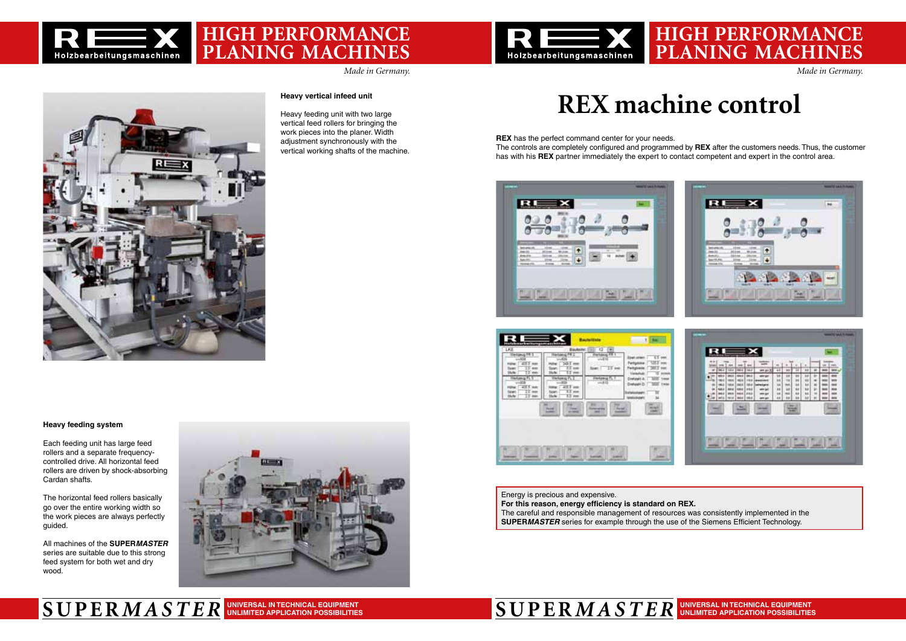# HIGH PERFORMANCE PLANING MACHINES

*Made in Germany.*

### Heavy vertical infeed unit

Heavy feeding unit with two large vertical feed rollers for bringing the work pieces into the planer. Width adjustment synchronously with the vertical working shafts of the machine.

### Heavy feeding system

Each feeding unit has large feed rollers and a separate frequency-controlled drive. All horizontal feed rollers are driven by shock-absorbing Cardan shafts.

The horizontal feed rollers basically go over the entire working width so the work pieces are always perfectly guided.

All machines of the **SUPER*MASTER*** series are suitable due to this strong feed system for both wet and dry wood.

# REX machine control

**REX** has the perfect command center for your needs.
The controls are completely configured and programmed by **REX** after the customers needs. Thus, the customer has with his **REX** partner immediately the expert to contact competent and expert in the control area.

Energy is precious and expensive.
**For this reason, energy efficiency is standard on REX.**
The careful and responsible management of resources was consistently implemented in the **SUPER*MASTER*** series for example through the use of the Siemens Efficient Technology.

SUPERMASTER — UNIVERSAL IN TECHNICAL EQUIPMENT, UNLIMITED APPLICATION POSSIBILITIES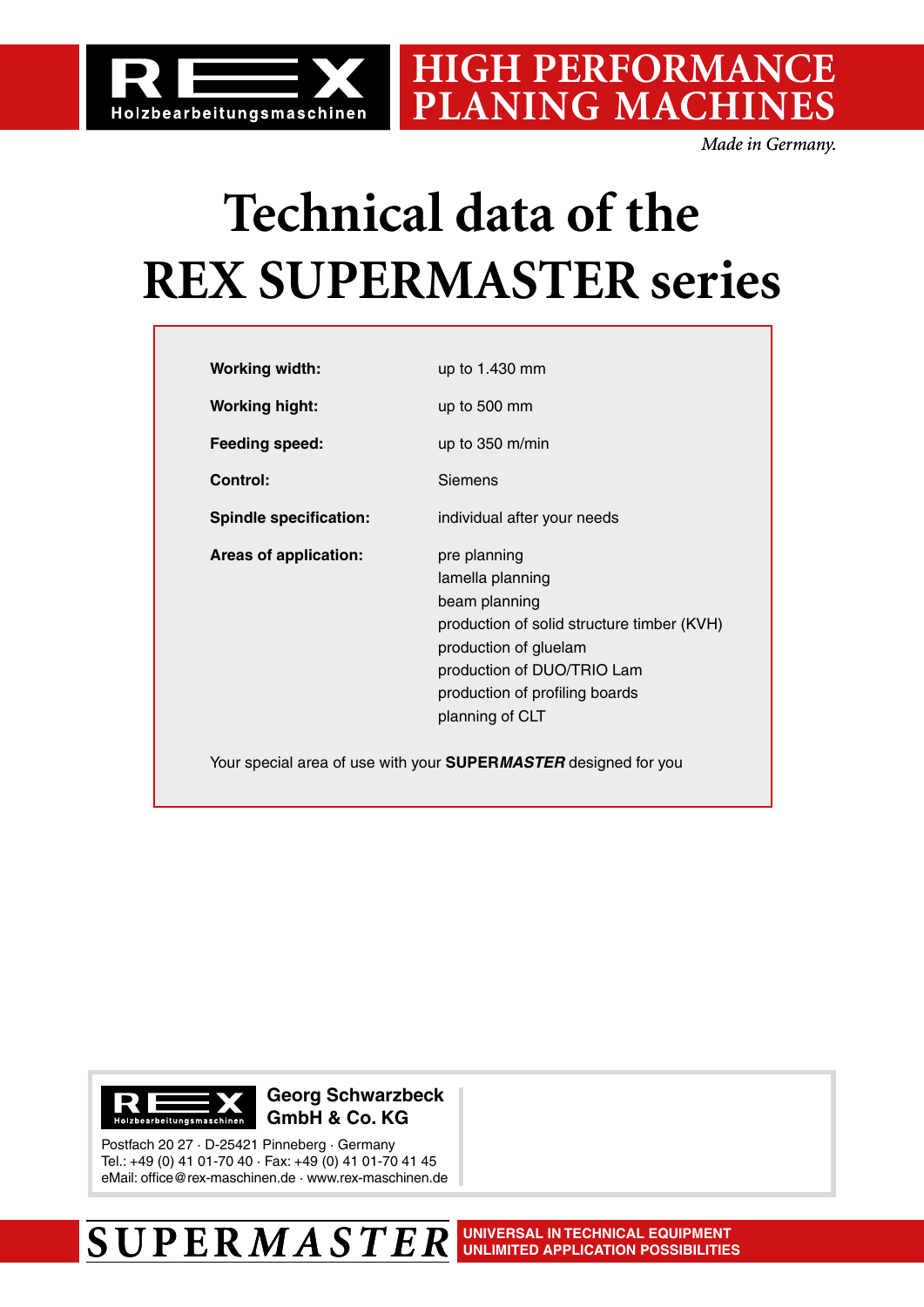REX Holzbearbeitungsmaschinen

**HIGH PERFORMANCE PLANING MACHINES**

*Made in Germany.*

# Technical data of the REX SUPERMASTER series

| | |
|---|---|
| **Working width:** | up to 1.430 mm |
| **Working hight:** | up to 500 mm |
| **Feeding speed:** | up to 350 m/min |
| **Control:** | Siemens |
| **Spindle specification:** | individual after your needs |
| **Areas of application:** | pre planning<br>lamella planning<br>beam planning<br>production of solid structure timber (KVH)<br>production of gluelam<br>production of DUO/TRIO Lam<br>production of profiling boards<br>planning of CLT |

Your special area of use with your **SUPER*MASTER*** designed for you

REX Holzbearbeitungsmaschinen

**Georg Schwarzbeck GmbH & Co. KG**

Postfach 20 27 · D-25421 Pinneberg · Germany
Tel.: +49 (0) 41 01-70 40 · Fax: +49 (0) 41 01-70 41 45
eMail: office@rex-maschinen.de · www.rex-maschinen.de

SUPER*MASTER*

**UNIVERSAL IN TECHNICAL EQUIPMENT**
**UNLIMITED APPLICATION POSSIBILITIES**